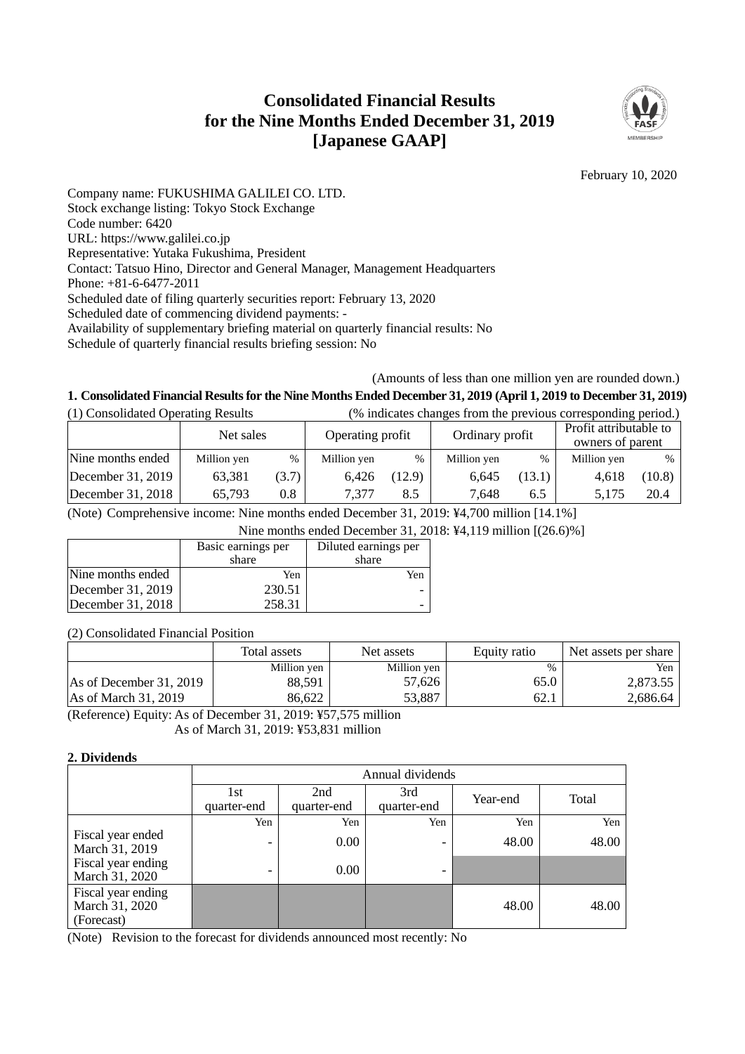# Consolidated Financial Results for the Nine Months Ended December 31, 2019 [Japanese GAAP]

February 10, 2020

Company name: FUKUSHIMA GALILEI CO. LTD.
Stock exchange listing: Tokyo Stock Exchange
Code number: 6420
URL: https://www.galilei.co.jp
Representative: Yutaka Fukushima, President
Contact: Tatsuo Hino, Director and General Manager, Management Headquarters
Phone: +81-6-6477-2011
Scheduled date of filing quarterly securities report: February 13, 2020
Scheduled date of commencing dividend payments: -
Availability of supplementary briefing material on quarterly financial results: No
Schedule of quarterly financial results briefing session: No

(Amounts of less than one million yen are rounded down.)

## 1. Consolidated Financial Results for the Nine Months Ended December 31, 2019 (April 1, 2019 to December 31, 2019)

(1) Consolidated Operating Results (% indicates changes from the previous corresponding period.)

| | Net sales | | Operating profit | | Ordinary profit | | Profit attributable to owners of parent | |
|---|---|---|---|---|---|---|---|---|
| Nine months ended | Million yen | % | Million yen | % | Million yen | % | Million yen | % |
| December 31, 2019 | 63,381 | (3.7) | 6,426 | (12.9) | 6,645 | (13.1) | 4,618 | (10.8) |
| December 31, 2018 | 65,793 | 0.8 | 7,377 | 8.5 | 7,648 | 6.5 | 5,175 | 20.4 |

(Note) Comprehensive income: Nine months ended December 31, 2019: ¥4,700 million [14.1%]
Nine months ended December 31, 2018: ¥4,119 million [(26.6)%]

| | Basic earnings per share | Diluted earnings per share |
|---|---|---|
| Nine months ended | Yen | Yen |
| December 31, 2019 | 230.51 | - |
| December 31, 2018 | 258.31 | - |

(2) Consolidated Financial Position

| | Total assets | Net assets | Equity ratio | Net assets per share |
|---|---|---|---|---|
| | Million yen | Million yen | % | Yen |
| As of December 31, 2019 | 88,591 | 57,626 | 65.0 | 2,873.55 |
| As of March 31, 2019 | 86,622 | 53,887 | 62.1 | 2,686.64 |

(Reference) Equity: As of December 31, 2019: ¥57,575 million
As of March 31, 2019: ¥53,831 million

## 2. Dividends

| | Annual dividends | | | | |
|---|---|---|---|---|---|
| | 1st quarter-end | 2nd quarter-end | 3rd quarter-end | Year-end | Total |
| | Yen | Yen | Yen | Yen | Yen |
| Fiscal year ended March 31, 2019 | - | 0.00 | - | 48.00 | 48.00 |
| Fiscal year ending March 31, 2020 | - | 0.00 | - | | |
| Fiscal year ending March 31, 2020 (Forecast) | | | | 48.00 | 48.00 |

(Note) Revision to the forecast for dividends announced most recently: No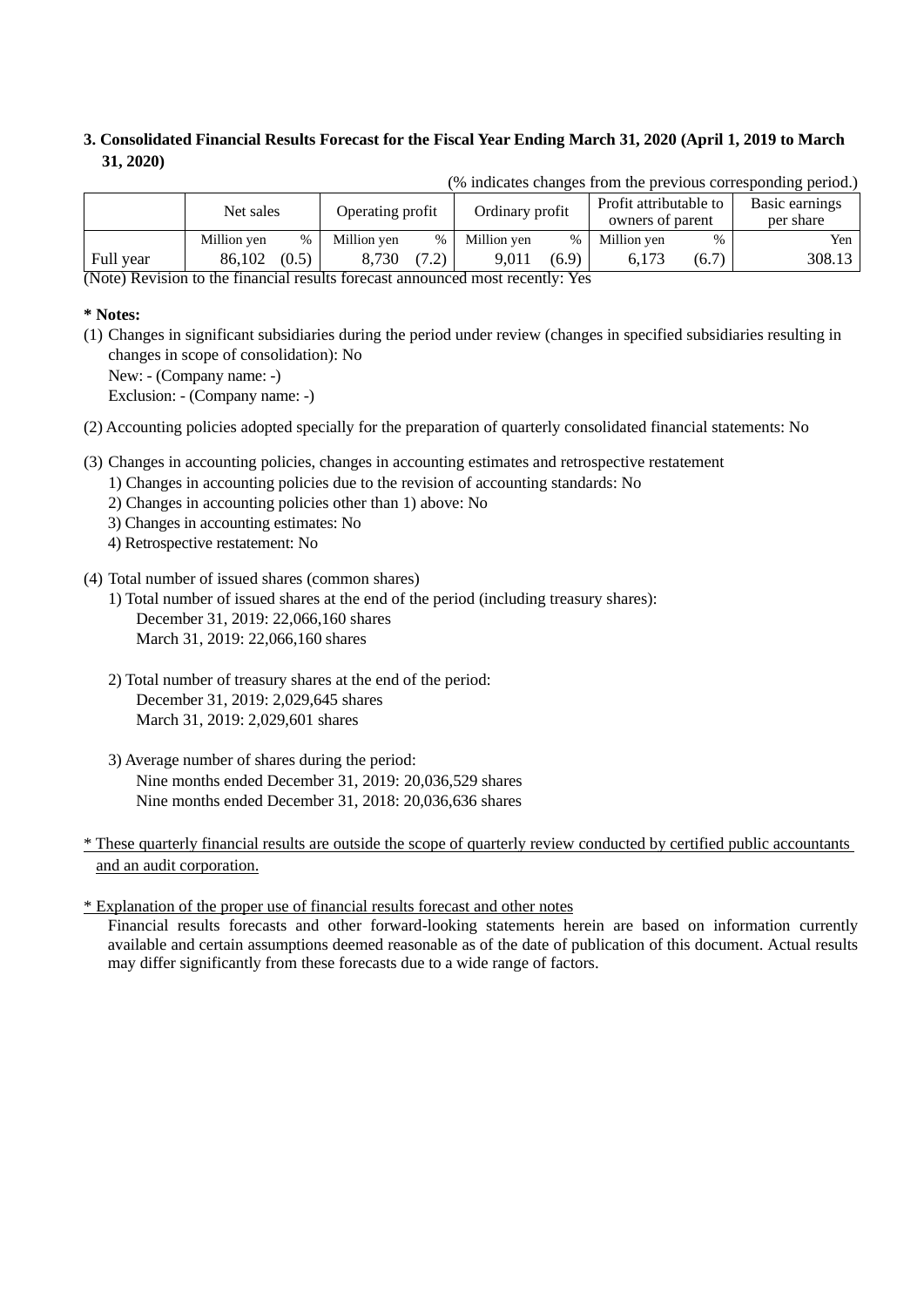### 3. Consolidated Financial Results Forecast for the Fiscal Year Ending March 31, 2020 (April 1, 2019 to March 31, 2020)

(% indicates changes from the previous corresponding period.)

| | Net sales | | Operating profit | | Ordinary profit | | Profit attributable to owners of parent | | Basic earnings per share |
|---|---|---|---|---|---|---|---|---|---|
| | Million yen | % | Million yen | % | Million yen | % | Million yen | % | Yen |
| Full year | 86,102 | (0.5) | 8,730 | (7.2) | 9,011 | (6.9) | 6,173 | (6.7) | 308.13 |

(Note) Revision to the financial results forecast announced most recently: Yes

**\* Notes:**

(1) Changes in significant subsidiaries during the period under review (changes in specified subsidiaries resulting in changes in scope of consolidation): No
New: - (Company name: -)
Exclusion: - (Company name: -)

(2) Accounting policies adopted specially for the preparation of quarterly consolidated financial statements: No

(3) Changes in accounting policies, changes in accounting estimates and retrospective restatement
1) Changes in accounting policies due to the revision of accounting standards: No
2) Changes in accounting policies other than 1) above: No
3) Changes in accounting estimates: No
4) Retrospective restatement: No

(4) Total number of issued shares (common shares)
1) Total number of issued shares at the end of the period (including treasury shares):
December 31, 2019: 22,066,160 shares
March 31, 2019: 22,066,160 shares

2) Total number of treasury shares at the end of the period:
December 31, 2019: 2,029,645 shares
March 31, 2019: 2,029,601 shares

3) Average number of shares during the period:
Nine months ended December 31, 2019: 20,036,529 shares
Nine months ended December 31, 2018: 20,036,636 shares

\* These quarterly financial results are outside the scope of quarterly review conducted by certified public accountants and an audit corporation.

\* Explanation of the proper use of financial results forecast and other notes
Financial results forecasts and other forward-looking statements herein are based on information currently available and certain assumptions deemed reasonable as of the date of publication of this document. Actual results may differ significantly from these forecasts due to a wide range of factors.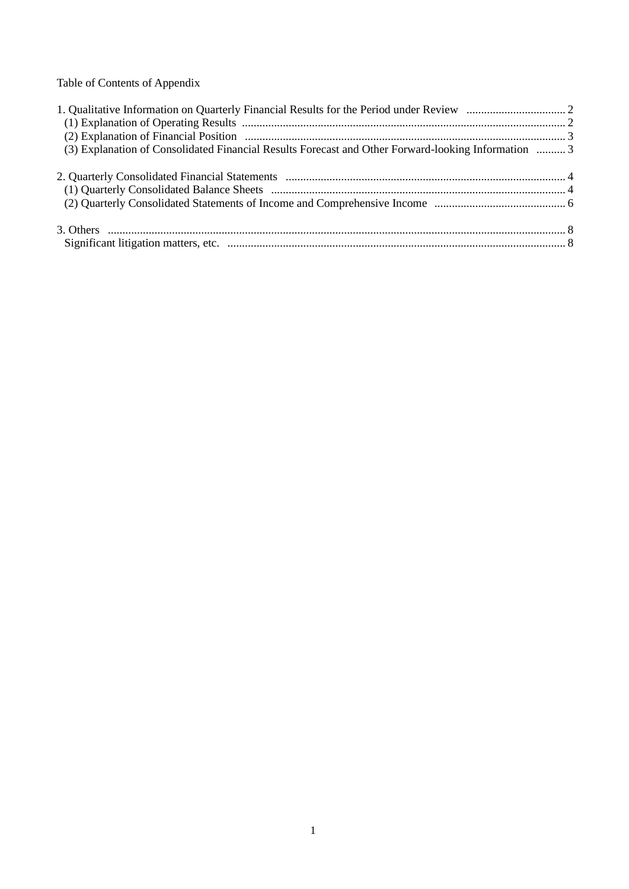Table of Contents of Appendix

1. Qualitative Information on Quarterly Financial Results for the Period under Review .................................. 2
   (1) Explanation of Operating Results .............................................................................................................. 2
   (2) Explanation of Financial Position ............................................................................................................. 3
   (3) Explanation of Consolidated Financial Results Forecast and Other Forward-looking Information .......... 3

2. Quarterly Consolidated Financial Statements ................................................................................................ 4
   (1) Quarterly Consolidated Balance Sheets .................................................................................................... 4
   (2) Quarterly Consolidated Statements of Income and Comprehensive Income ............................................ 6

3. Others ............................................................................................................................................................. 8
   Significant litigation matters, etc. .................................................................................................................. 8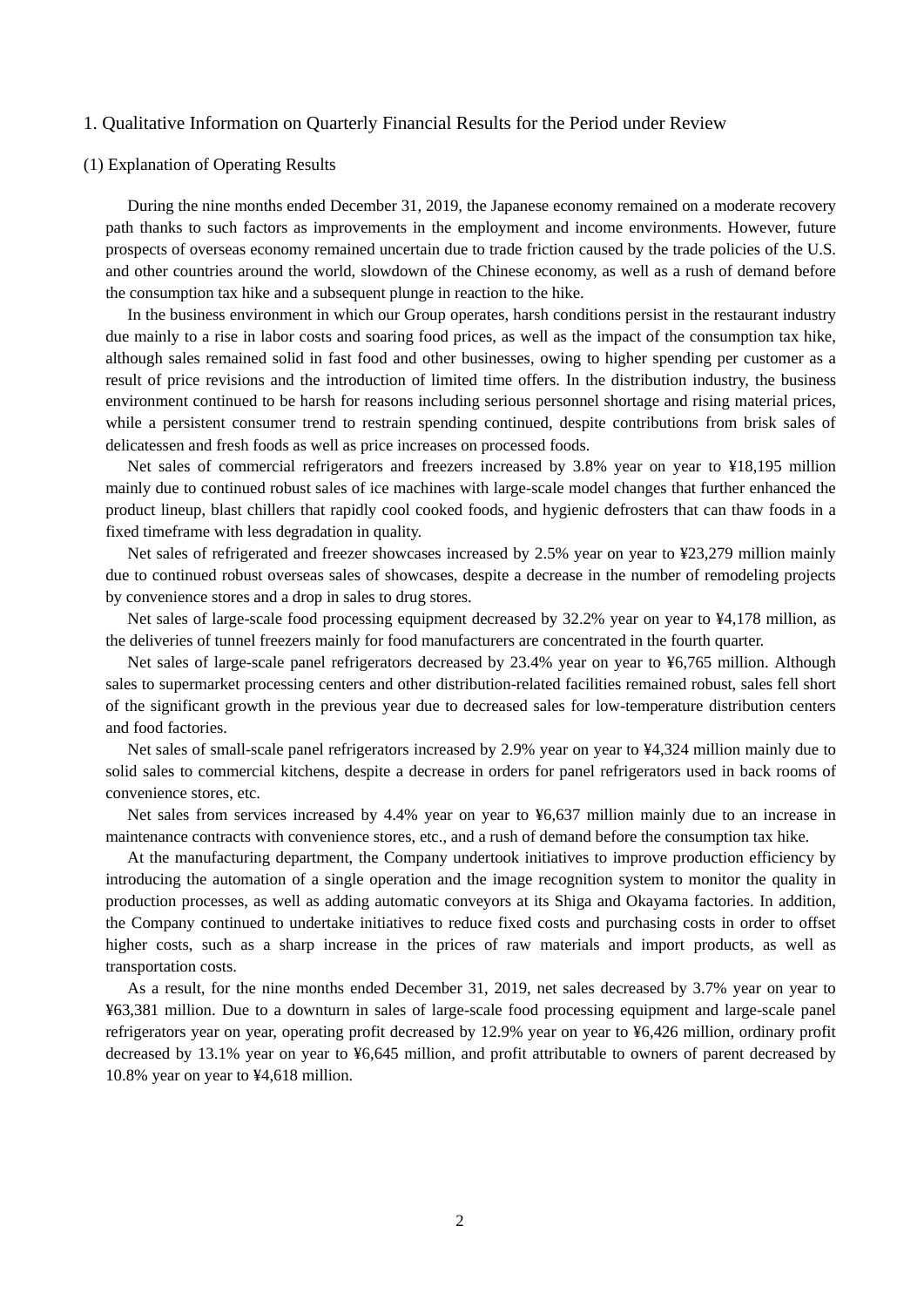# 1. Qualitative Information on Quarterly Financial Results for the Period under Review

## (1) Explanation of Operating Results

During the nine months ended December 31, 2019, the Japanese economy remained on a moderate recovery path thanks to such factors as improvements in the employment and income environments. However, future prospects of overseas economy remained uncertain due to trade friction caused by the trade policies of the U.S. and other countries around the world, slowdown of the Chinese economy, as well as a rush of demand before the consumption tax hike and a subsequent plunge in reaction to the hike.

In the business environment in which our Group operates, harsh conditions persist in the restaurant industry due mainly to a rise in labor costs and soaring food prices, as well as the impact of the consumption tax hike, although sales remained solid in fast food and other businesses, owing to higher spending per customer as a result of price revisions and the introduction of limited time offers. In the distribution industry, the business environment continued to be harsh for reasons including serious personnel shortage and rising material prices, while a persistent consumer trend to restrain spending continued, despite contributions from brisk sales of delicatessen and fresh foods as well as price increases on processed foods.

Net sales of commercial refrigerators and freezers increased by 3.8% year on year to ¥18,195 million mainly due to continued robust sales of ice machines with large-scale model changes that further enhanced the product lineup, blast chillers that rapidly cool cooked foods, and hygienic defrosters that can thaw foods in a fixed timeframe with less degradation in quality.

Net sales of refrigerated and freezer showcases increased by 2.5% year on year to ¥23,279 million mainly due to continued robust overseas sales of showcases, despite a decrease in the number of remodeling projects by convenience stores and a drop in sales to drug stores.

Net sales of large-scale food processing equipment decreased by 32.2% year on year to ¥4,178 million, as the deliveries of tunnel freezers mainly for food manufacturers are concentrated in the fourth quarter.

Net sales of large-scale panel refrigerators decreased by 23.4% year on year to ¥6,765 million. Although sales to supermarket processing centers and other distribution-related facilities remained robust, sales fell short of the significant growth in the previous year due to decreased sales for low-temperature distribution centers and food factories.

Net sales of small-scale panel refrigerators increased by 2.9% year on year to ¥4,324 million mainly due to solid sales to commercial kitchens, despite a decrease in orders for panel refrigerators used in back rooms of convenience stores, etc.

Net sales from services increased by 4.4% year on year to ¥6,637 million mainly due to an increase in maintenance contracts with convenience stores, etc., and a rush of demand before the consumption tax hike.

At the manufacturing department, the Company undertook initiatives to improve production efficiency by introducing the automation of a single operation and the image recognition system to monitor the quality in production processes, as well as adding automatic conveyors at its Shiga and Okayama factories. In addition, the Company continued to undertake initiatives to reduce fixed costs and purchasing costs in order to offset higher costs, such as a sharp increase in the prices of raw materials and import products, as well as transportation costs.

As a result, for the nine months ended December 31, 2019, net sales decreased by 3.7% year on year to ¥63,381 million. Due to a downturn in sales of large-scale food processing equipment and large-scale panel refrigerators year on year, operating profit decreased by 12.9% year on year to ¥6,426 million, ordinary profit decreased by 13.1% year on year to ¥6,645 million, and profit attributable to owners of parent decreased by 10.8% year on year to ¥4,618 million.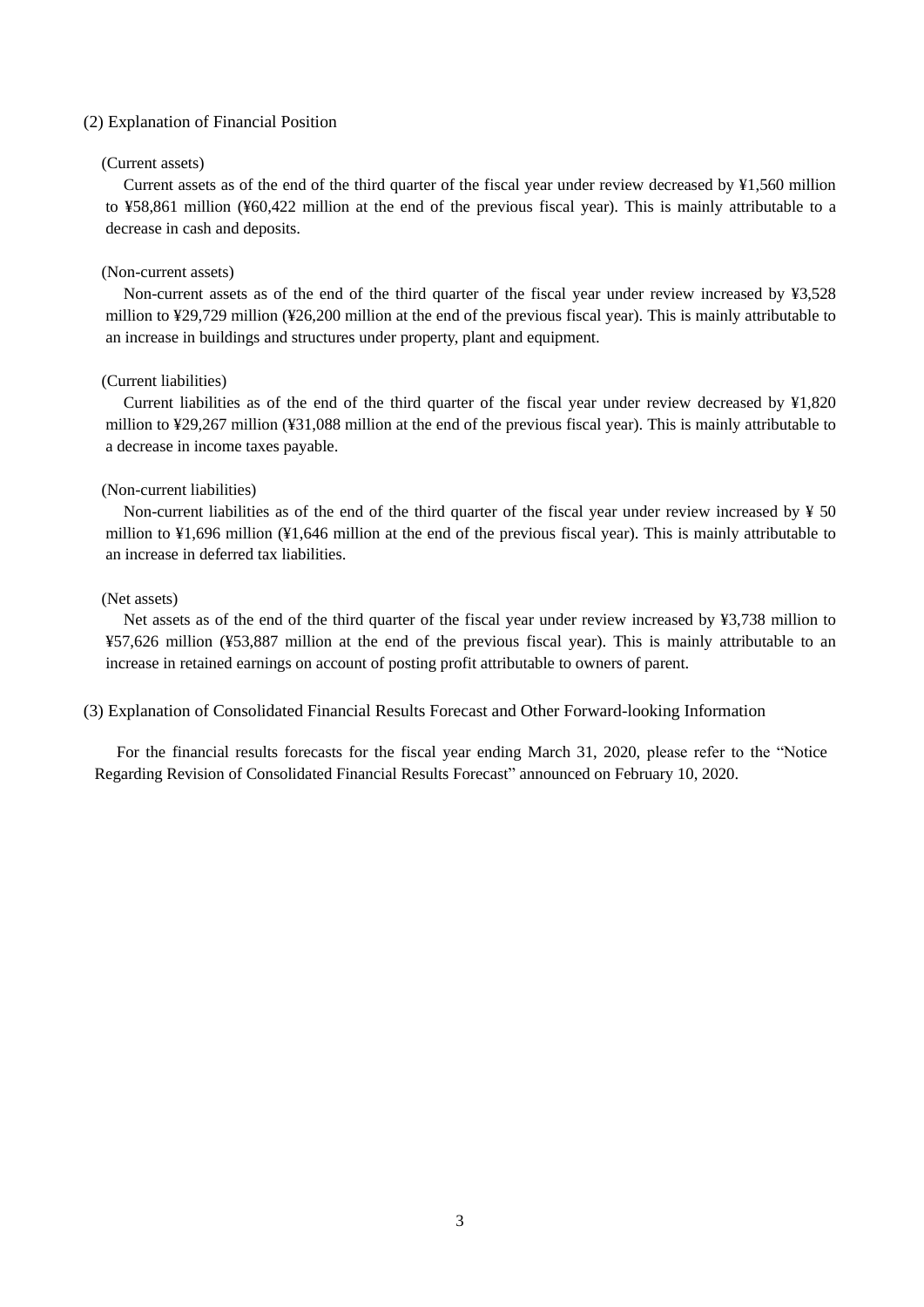## (2) Explanation of Financial Position

(Current assets)

Current assets as of the end of the third quarter of the fiscal year under review decreased by ¥1,560 million to ¥58,861 million (¥60,422 million at the end of the previous fiscal year). This is mainly attributable to a decrease in cash and deposits.

(Non-current assets)

Non-current assets as of the end of the third quarter of the fiscal year under review increased by ¥3,528 million to ¥29,729 million (¥26,200 million at the end of the previous fiscal year). This is mainly attributable to an increase in buildings and structures under property, plant and equipment.

(Current liabilities)

Current liabilities as of the end of the third quarter of the fiscal year under review decreased by ¥1,820 million to ¥29,267 million (¥31,088 million at the end of the previous fiscal year). This is mainly attributable to a decrease in income taxes payable.

(Non-current liabilities)

Non-current liabilities as of the end of the third quarter of the fiscal year under review increased by ¥ 50 million to ¥1,696 million (¥1,646 million at the end of the previous fiscal year). This is mainly attributable to an increase in deferred tax liabilities.

(Net assets)

Net assets as of the end of the third quarter of the fiscal year under review increased by ¥3,738 million to ¥57,626 million (¥53,887 million at the end of the previous fiscal year). This is mainly attributable to an increase in retained earnings on account of posting profit attributable to owners of parent.

## (3) Explanation of Consolidated Financial Results Forecast and Other Forward-looking Information

For the financial results forecasts for the fiscal year ending March 31, 2020, please refer to the "Notice Regarding Revision of Consolidated Financial Results Forecast" announced on February 10, 2020.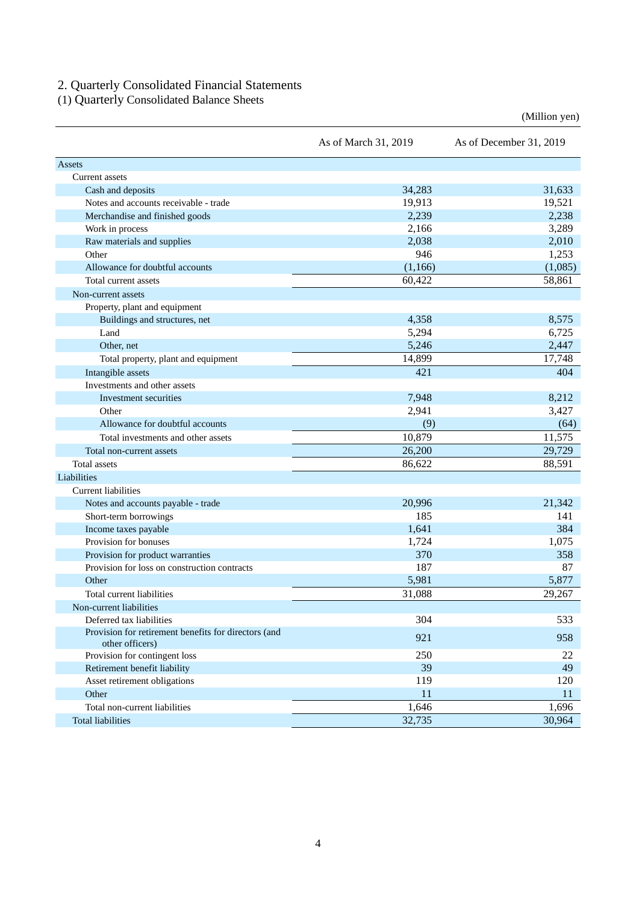## 2. Quarterly Consolidated Financial Statements

### (1) Quarterly Consolidated Balance Sheets

(Million yen)

| | As of March 31, 2019 | As of December 31, 2019 |
|---|---|---|
| Assets | | |
| Current assets | | |
| Cash and deposits | 34,283 | 31,633 |
| Notes and accounts receivable - trade | 19,913 | 19,521 |
| Merchandise and finished goods | 2,239 | 2,238 |
| Work in process | 2,166 | 3,289 |
| Raw materials and supplies | 2,038 | 2,010 |
| Other | 946 | 1,253 |
| Allowance for doubtful accounts | (1,166) | (1,085) |
| Total current assets | 60,422 | 58,861 |
| Non-current assets | | |
| Property, plant and equipment | | |
| Buildings and structures, net | 4,358 | 8,575 |
| Land | 5,294 | 6,725 |
| Other, net | 5,246 | 2,447 |
| Total property, plant and equipment | 14,899 | 17,748 |
| Intangible assets | 421 | 404 |
| Investments and other assets | | |
| Investment securities | 7,948 | 8,212 |
| Other | 2,941 | 3,427 |
| Allowance for doubtful accounts | (9) | (64) |
| Total investments and other assets | 10,879 | 11,575 |
| Total non-current assets | 26,200 | 29,729 |
| Total assets | 86,622 | 88,591 |
| Liabilities | | |
| Current liabilities | | |
| Notes and accounts payable - trade | 20,996 | 21,342 |
| Short-term borrowings | 185 | 141 |
| Income taxes payable | 1,641 | 384 |
| Provision for bonuses | 1,724 | 1,075 |
| Provision for product warranties | 370 | 358 |
| Provision for loss on construction contracts | 187 | 87 |
| Other | 5,981 | 5,877 |
| Total current liabilities | 31,088 | 29,267 |
| Non-current liabilities | | |
| Deferred tax liabilities | 304 | 533 |
| Provision for retirement benefits for directors (and other officers) | 921 | 958 |
| Provision for contingent loss | 250 | 22 |
| Retirement benefit liability | 39 | 49 |
| Asset retirement obligations | 119 | 120 |
| Other | 11 | 11 |
| Total non-current liabilities | 1,646 | 1,696 |
| Total liabilities | 32,735 | 30,964 |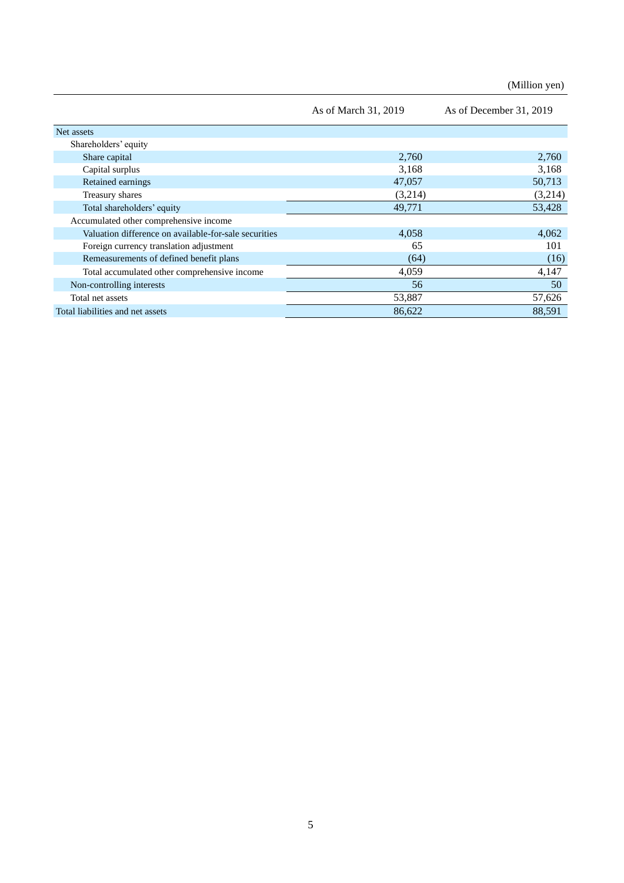(Million yen)

| | As of March 31, 2019 | As of December 31, 2019 |
|---|---|---|
| Net assets | | |
| Shareholders' equity | | |
| Share capital | 2,760 | 2,760 |
| Capital surplus | 3,168 | 3,168 |
| Retained earnings | 47,057 | 50,713 |
| Treasury shares | (3,214) | (3,214) |
| Total shareholders' equity | 49,771 | 53,428 |
| Accumulated other comprehensive income | | |
| Valuation difference on available-for-sale securities | 4,058 | 4,062 |
| Foreign currency translation adjustment | 65 | 101 |
| Remeasurements of defined benefit plans | (64) | (16) |
| Total accumulated other comprehensive income | 4,059 | 4,147 |
| Non-controlling interests | 56 | 50 |
| Total net assets | 53,887 | 57,626 |
| Total liabilities and net assets | 86,622 | 88,591 |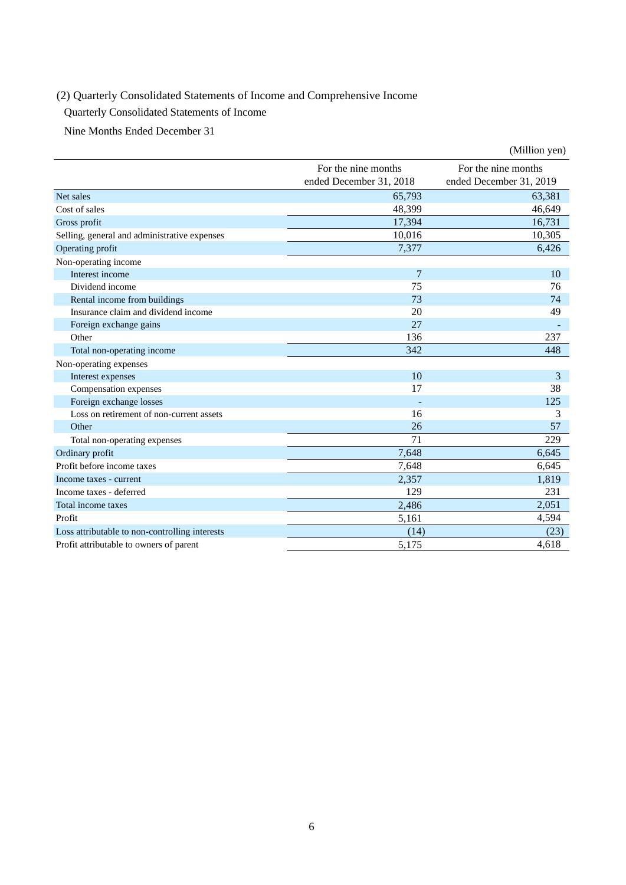## (2) Quarterly Consolidated Statements of Income and Comprehensive Income

### Quarterly Consolidated Statements of Income

Nine Months Ended December 31

(Million yen)

| | For the nine months ended December 31, 2018 | For the nine months ended December 31, 2019 |
|---|---|---|
| Net sales | 65,793 | 63,381 |
| Cost of sales | 48,399 | 46,649 |
| Gross profit | 17,394 | 16,731 |
| Selling, general and administrative expenses | 10,016 | 10,305 |
| Operating profit | 7,377 | 6,426 |
| Non-operating income | | |
| Interest income | 7 | 10 |
| Dividend income | 75 | 76 |
| Rental income from buildings | 73 | 74 |
| Insurance claim and dividend income | 20 | 49 |
| Foreign exchange gains | 27 | - |
| Other | 136 | 237 |
| Total non-operating income | 342 | 448 |
| Non-operating expenses | | |
| Interest expenses | 10 | 3 |
| Compensation expenses | 17 | 38 |
| Foreign exchange losses | - | 125 |
| Loss on retirement of non-current assets | 16 | 3 |
| Other | 26 | 57 |
| Total non-operating expenses | 71 | 229 |
| Ordinary profit | 7,648 | 6,645 |
| Profit before income taxes | 7,648 | 6,645 |
| Income taxes - current | 2,357 | 1,819 |
| Income taxes - deferred | 129 | 231 |
| Total income taxes | 2,486 | 2,051 |
| Profit | 5,161 | 4,594 |
| Loss attributable to non-controlling interests | (14) | (23) |
| Profit attributable to owners of parent | 5,175 | 4,618 |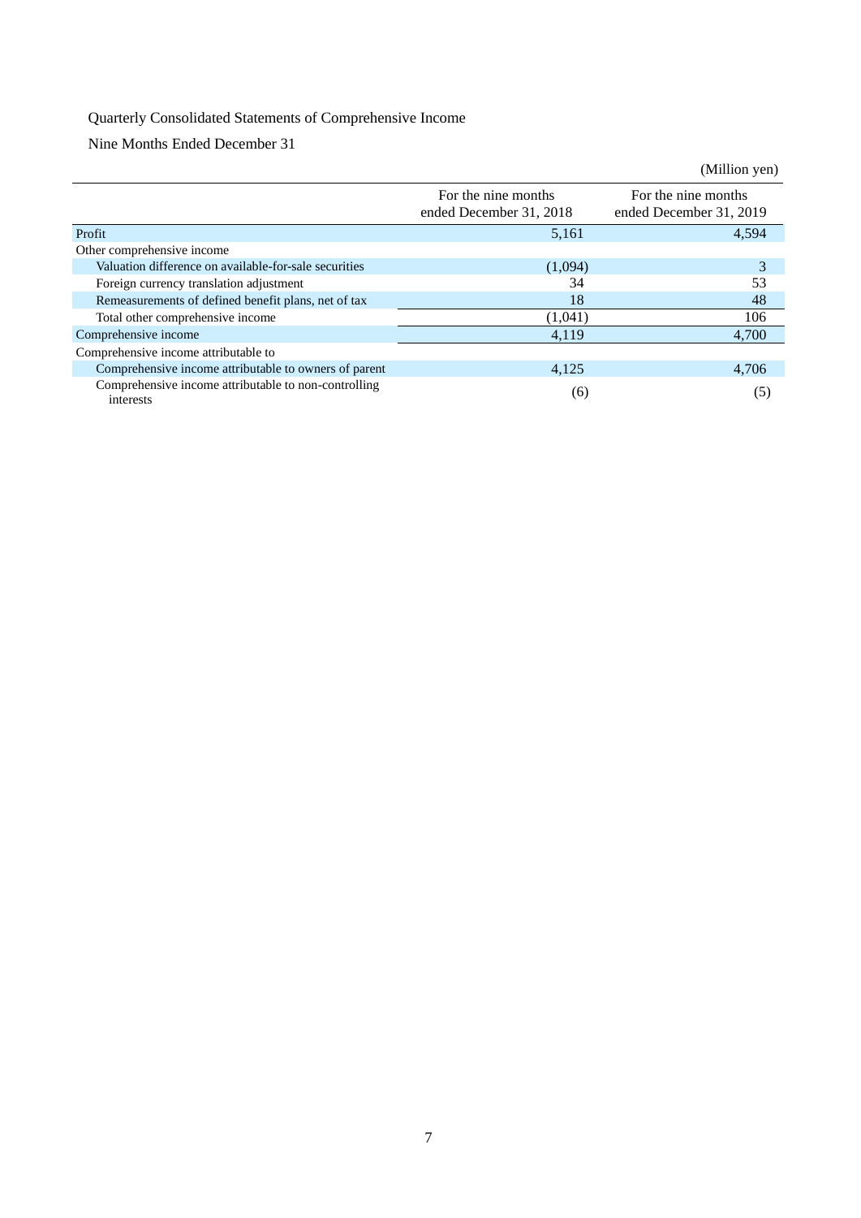Quarterly Consolidated Statements of Comprehensive Income

Nine Months Ended December 31

(Million yen)

| | For the nine months ended December 31, 2018 | For the nine months ended December 31, 2019 |
|---|---|---|
| Profit | 5,161 | 4,594 |
| Other comprehensive income | | |
| Valuation difference on available-for-sale securities | (1,094) | 3 |
| Foreign currency translation adjustment | 34 | 53 |
| Remeasurements of defined benefit plans, net of tax | 18 | 48 |
| Total other comprehensive income | (1,041) | 106 |
| Comprehensive income | 4,119 | 4,700 |
| Comprehensive income attributable to | | |
| Comprehensive income attributable to owners of parent | 4,125 | 4,706 |
| Comprehensive income attributable to non-controlling interests | (6) | (5) |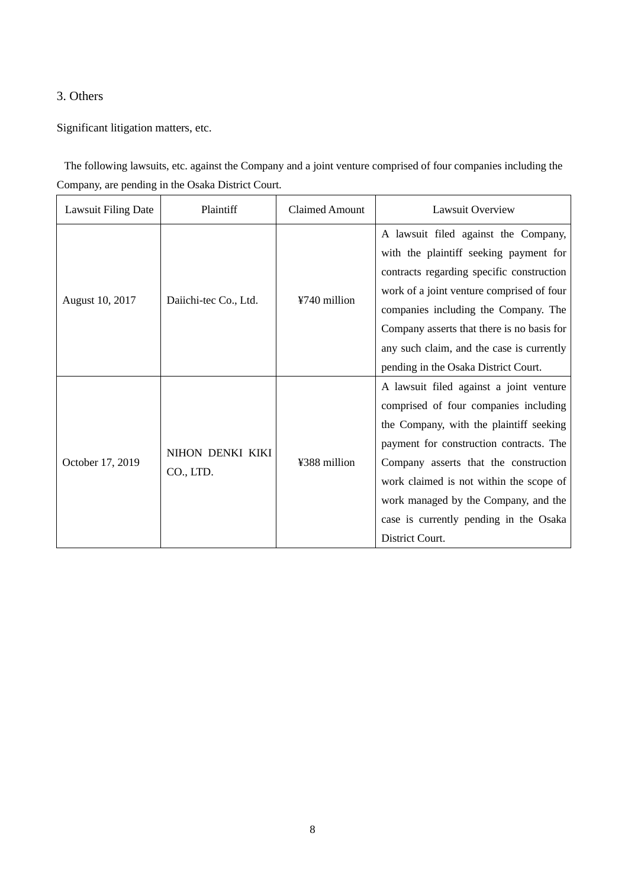## 3. Others

Significant litigation matters, etc.

The following lawsuits, etc. against the Company and a joint venture comprised of four companies including the Company, are pending in the Osaka District Court.

| Lawsuit Filing Date | Plaintiff | Claimed Amount | Lawsuit Overview |
|---|---|---|---|
| August 10, 2017 | Daiichi-tec Co., Ltd. | ¥740 million | A lawsuit filed against the Company, with the plaintiff seeking payment for contracts regarding specific construction work of a joint venture comprised of four companies including the Company. The Company asserts that there is no basis for any such claim, and the case is currently pending in the Osaka District Court. |
| October 17, 2019 | NIHON DENKI KIKI CO., LTD. | ¥388 million | A lawsuit filed against a joint venture comprised of four companies including the Company, with the plaintiff seeking payment for construction contracts. The Company asserts that the construction work claimed is not within the scope of work managed by the Company, and the case is currently pending in the Osaka District Court. |